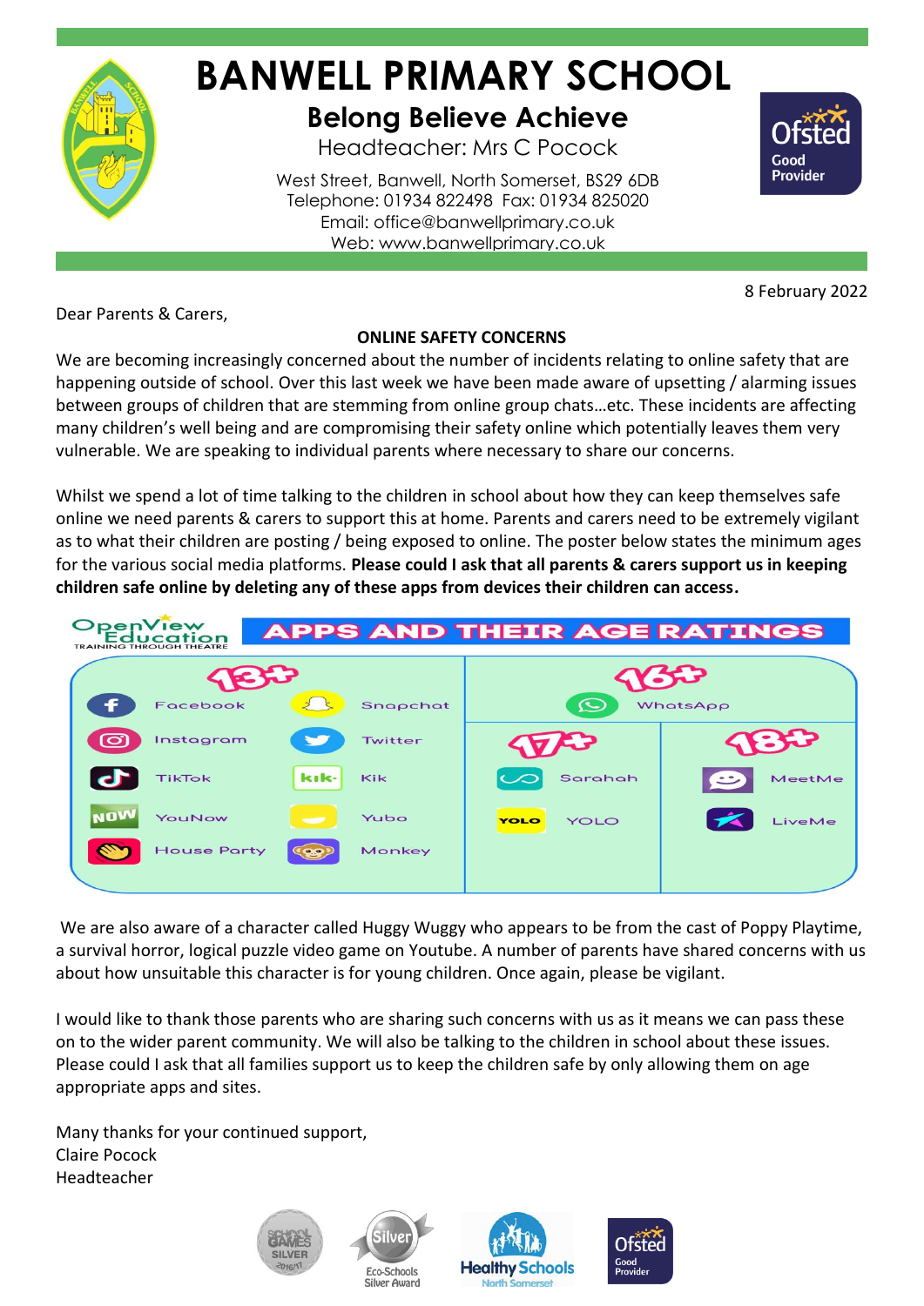# BANWELL PRIMARY SCHOOL

## Belong Believe Achieve

Headteacher: Mrs C Pocock

West Street, Banwell, North Somerset, BS29 6DB
Telephone: 01934 822498 Fax: 01934 825020
Email: office@banwellprimary.co.uk
Web: www.banwellprimary.co.uk

Ofsted Good Provider

8 February 2022

Dear Parents & Carers,

**ONLINE SAFETY CONCERNS**

We are becoming increasingly concerned about the number of incidents relating to online safety that are happening outside of school. Over this last week we have been made aware of upsetting / alarming issues between groups of children that are stemming from online group chats…etc. These incidents are affecting many children's well being and are compromising their safety online which potentially leaves them very vulnerable. We are speaking to individual parents where necessary to share our concerns.

Whilst we spend a lot of time talking to the children in school about how they can keep themselves safe online we need parents & carers to support this at home. Parents and carers need to be extremely vigilant as to what their children are posting / being exposed to online. The poster below states the minimum ages for the various social media platforms. **Please could I ask that all parents & carers support us in keeping children safe online by deleting any of these apps from devices their children can access.**

OpenView Education – TRAINING THROUGH THEATRE

**APPS AND THEIR AGE RATINGS**

| 13+ | | 16+ | 17+ | 18+ |
|---|---|---|---|---|
| Facebook | Snapchat | WhatsApp | Sarahah | MeetMe |
| Instagram | Twitter | | YOLO | LiveMe |
| TikTok | Kik | | | |
| YouNow | Yubo | | | |
| House Party | Monkey | | | |

We are also aware of a character called Huggy Wuggy who appears to be from the cast of Poppy Playtime, a survival horror, logical puzzle video game on Youtube. A number of parents have shared concerns with us about how unsuitable this character is for young children. Once again, please be vigilant.

I would like to thank those parents who are sharing such concerns with us as it means we can pass these on to the wider parent community. We will also be talking to the children in school about these issues. Please could I ask that all families support us to keep the children safe by only allowing them on age appropriate apps and sites.

Many thanks for your continued support,
Claire Pocock
Headteacher

School Games Silver 2016/17 | Eco-Schools Silver Award | Healthy Schools North Somerset | Ofsted Good Provider